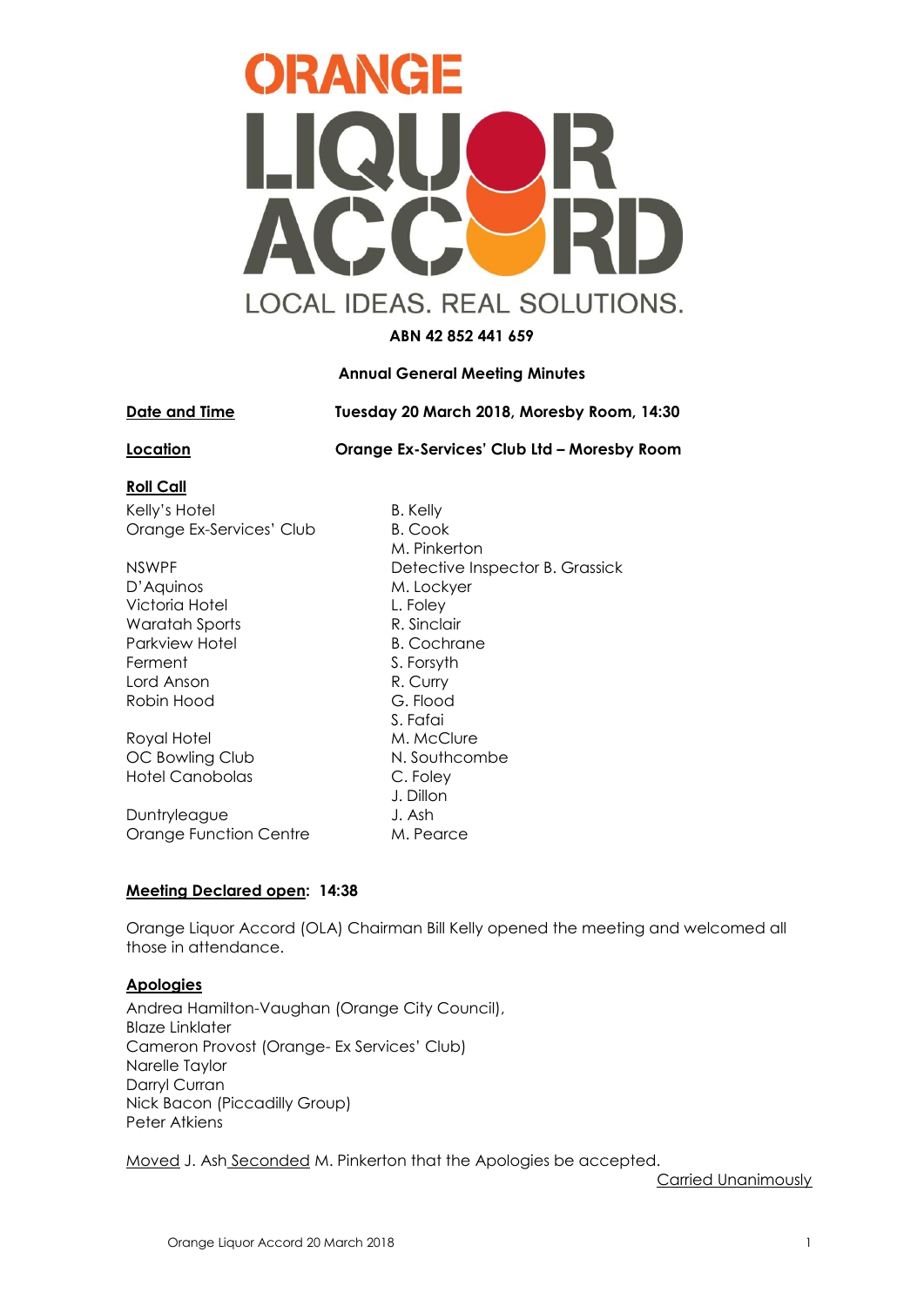# ORANGE LIQUOR ACCORD

LOCAL IDEAS. REAL SOLUTIONS.

**ABN 42 852 441 659**

**Annual General Meeting Minutes**

**Date and Time** — **Tuesday 20 March 2018, Moresby Room, 14:30**

**Location** — **Orange Ex-Services' Club Ltd – Moresby Room**

**Roll Call**

| | |
|---|---|
| Kelly's Hotel | B. Kelly |
| Orange Ex-Services' Club | B. Cook |
| | M. Pinkerton |
| NSWPF | Detective Inspector B. Grassick |
| D'Aquinos | M. Lockyer |
| Victoria Hotel | L. Foley |
| Waratah Sports | R. Sinclair |
| Parkview Hotel | B. Cochrane |
| Ferment | S. Forsyth |
| Lord Anson | R. Curry |
| Robin Hood | G. Flood |
| | S. Fafai |
| Royal Hotel | M. McClure |
| OC Bowling Club | N. Southcombe |
| Hotel Canobolas | C. Foley |
| | J. Dillon |
| Duntryleague | J. Ash |
| Orange Function Centre | M. Pearce |

**Meeting Declared open: 14:38**

Orange Liquor Accord (OLA) Chairman Bill Kelly opened the meeting and welcomed all those in attendance.

**Apologies**

Andrea Hamilton-Vaughan (Orange City Council),
Blaze Linklater
Cameron Provost (Orange- Ex Services' Club)
Narelle Taylor
Darryl Curran
Nick Bacon (Piccadilly Group)
Peter Atkiens

Moved J. Ash Seconded M. Pinkerton that the Apologies be accepted.

Carried Unanimously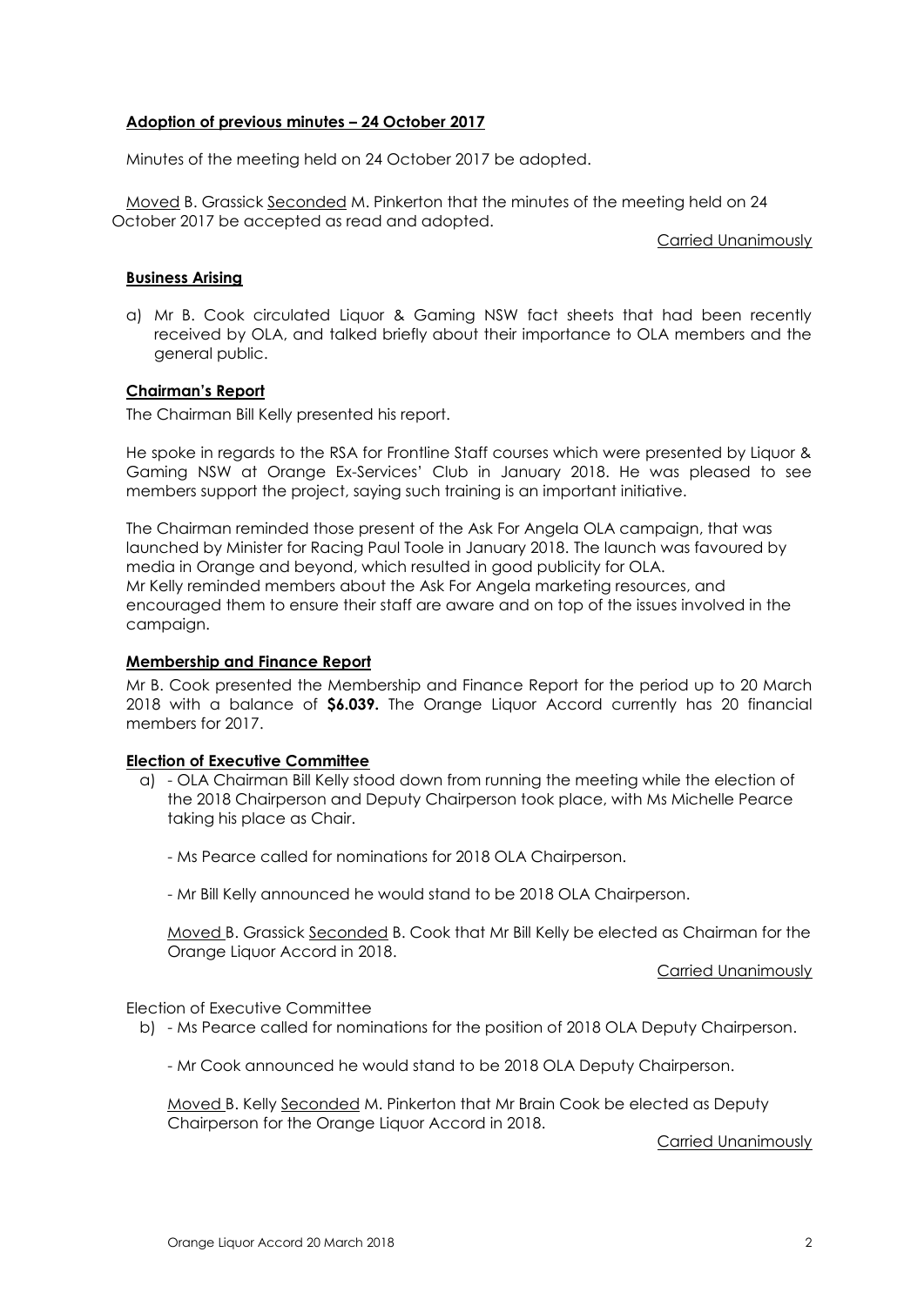**Adoption of previous minutes – 24 October 2017**

Minutes of the meeting held on 24 October 2017 be adopted.

Moved B. Grassick Seconded M. Pinkerton that the minutes of the meeting held on 24 October 2017 be accepted as read and adopted.

Carried Unanimously

**Business Arising**

a) Mr B. Cook circulated Liquor & Gaming NSW fact sheets that had been recently received by OLA, and talked briefly about their importance to OLA members and the general public.

**Chairman's Report**

The Chairman Bill Kelly presented his report.

He spoke in regards to the RSA for Frontline Staff courses which were presented by Liquor & Gaming NSW at Orange Ex-Services' Club in January 2018. He was pleased to see members support the project, saying such training is an important initiative.

The Chairman reminded those present of the Ask For Angela OLA campaign, that was launched by Minister for Racing Paul Toole in January 2018. The launch was favoured by media in Orange and beyond, which resulted in good publicity for OLA.
Mr Kelly reminded members about the Ask For Angela marketing resources, and encouraged them to ensure their staff are aware and on top of the issues involved in the campaign.

**Membership and Finance Report**

Mr B. Cook presented the Membership and Finance Report for the period up to 20 March 2018 with a balance of **$6.039.** The Orange Liquor Accord currently has 20 financial members for 2017.

**Election of Executive Committee**

a) - OLA Chairman Bill Kelly stood down from running the meeting while the election of the 2018 Chairperson and Deputy Chairperson took place, with Ms Michelle Pearce taking his place as Chair.

- Ms Pearce called for nominations for 2018 OLA Chairperson.

- Mr Bill Kelly announced he would stand to be 2018 OLA Chairperson.

Moved B. Grassick Seconded B. Cook that Mr Bill Kelly be elected as Chairman for the Orange Liquor Accord in 2018.

Carried Unanimously

Election of Executive Committee

b) - Ms Pearce called for nominations for the position of 2018 OLA Deputy Chairperson.

- Mr Cook announced he would stand to be 2018 OLA Deputy Chairperson.

Moved B. Kelly Seconded M. Pinkerton that Mr Brain Cook be elected as Deputy Chairperson for the Orange Liquor Accord in 2018.

Carried Unanimously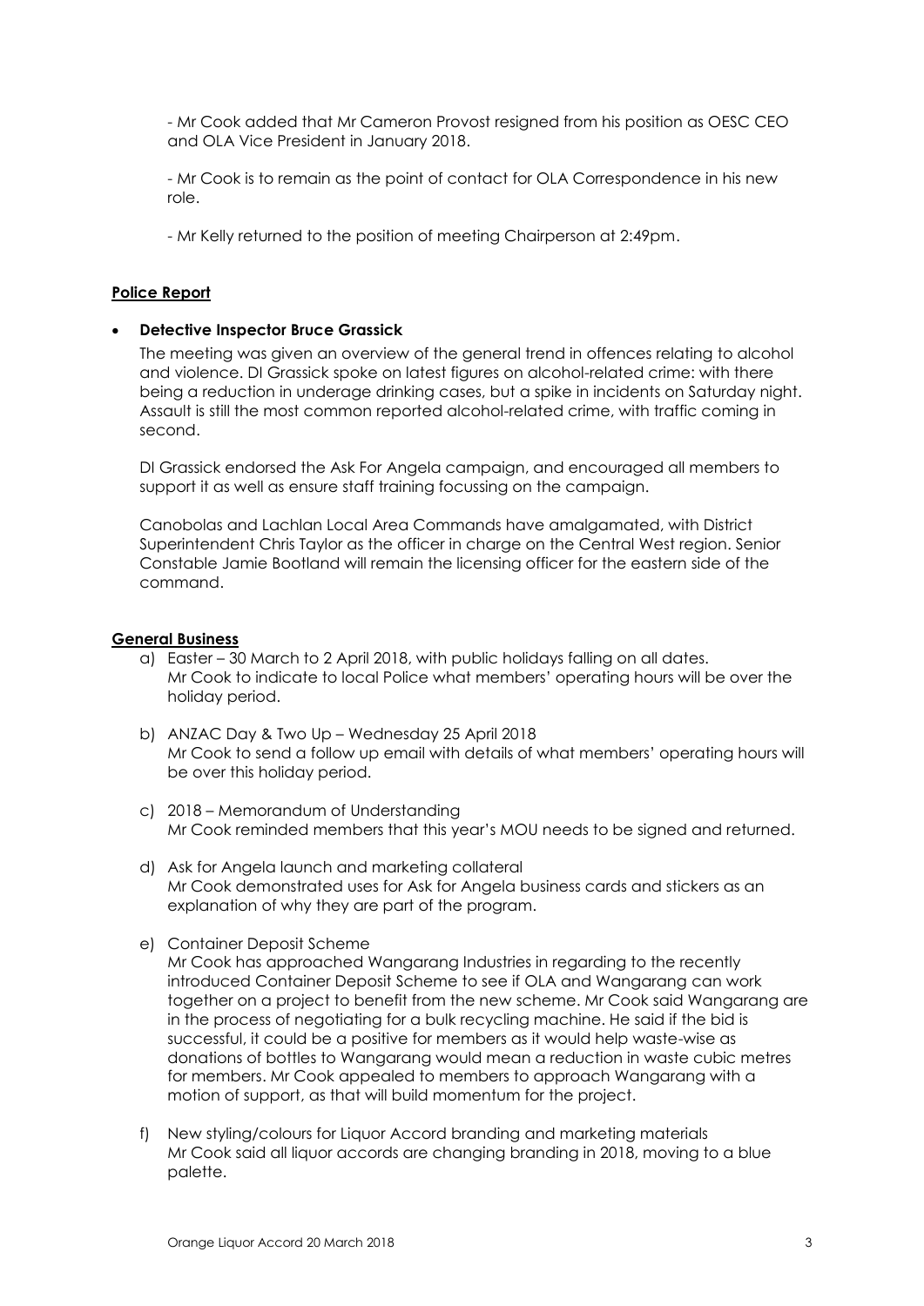- Mr Cook added that Mr Cameron Provost resigned from his position as OESC CEO and OLA Vice President in January 2018.

- Mr Cook is to remain as the point of contact for OLA Correspondence in his new role.

- Mr Kelly returned to the position of meeting Chairperson at 2:49pm.

**Police Report**

- **Detective Inspector Bruce Grassick**

  The meeting was given an overview of the general trend in offences relating to alcohol and violence. DI Grassick spoke on latest figures on alcohol-related crime: with there being a reduction in underage drinking cases, but a spike in incidents on Saturday night. Assault is still the most common reported alcohol-related crime, with traffic coming in second.

  DI Grassick endorsed the Ask For Angela campaign, and encouraged all members to support it as well as ensure staff training focussing on the campaign.

  Canobolas and Lachlan Local Area Commands have amalgamated, with District Superintendent Chris Taylor as the officer in charge on the Central West region. Senior Constable Jamie Bootland will remain the licensing officer for the eastern side of the command.

**General Business**

a) Easter – 30 March to 2 April 2018, with public holidays falling on all dates.
   Mr Cook to indicate to local Police what members' operating hours will be over the holiday period.

b) ANZAC Day & Two Up – Wednesday 25 April 2018
   Mr Cook to send a follow up email with details of what members' operating hours will be over this holiday period.

c) 2018 – Memorandum of Understanding
   Mr Cook reminded members that this year's MOU needs to be signed and returned.

d) Ask for Angela launch and marketing collateral
   Mr Cook demonstrated uses for Ask for Angela business cards and stickers as an explanation of why they are part of the program.

e) Container Deposit Scheme
   Mr Cook has approached Wangarang Industries in regarding to the recently introduced Container Deposit Scheme to see if OLA and Wangarang can work together on a project to benefit from the new scheme. Mr Cook said Wangarang are in the process of negotiating for a bulk recycling machine. He said if the bid is successful, it could be a positive for members as it would help waste-wise as donations of bottles to Wangarang would mean a reduction in waste cubic metres for members. Mr Cook appealed to members to approach Wangarang with a motion of support, as that will build momentum for the project.

f) New styling/colours for Liquor Accord branding and marketing materials
   Mr Cook said all liquor accords are changing branding in 2018, moving to a blue palette.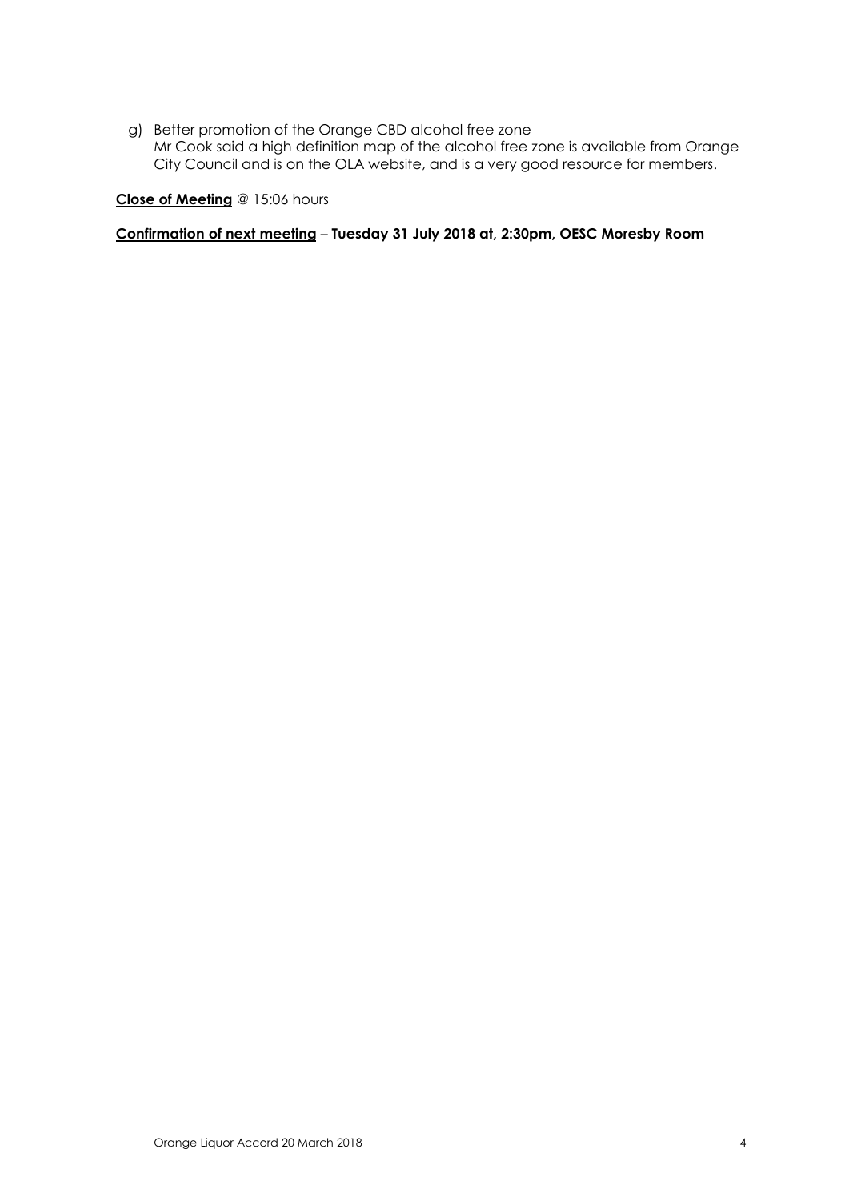g) Better promotion of the Orange CBD alcohol free zone
   Mr Cook said a high definition map of the alcohol free zone is available from Orange City Council and is on the OLA website, and is a very good resource for members.

**Close of Meeting** @ 15:06 hours

**Confirmation of next meeting** – **Tuesday 31 July 2018 at, 2:30pm, OESC Moresby Room**